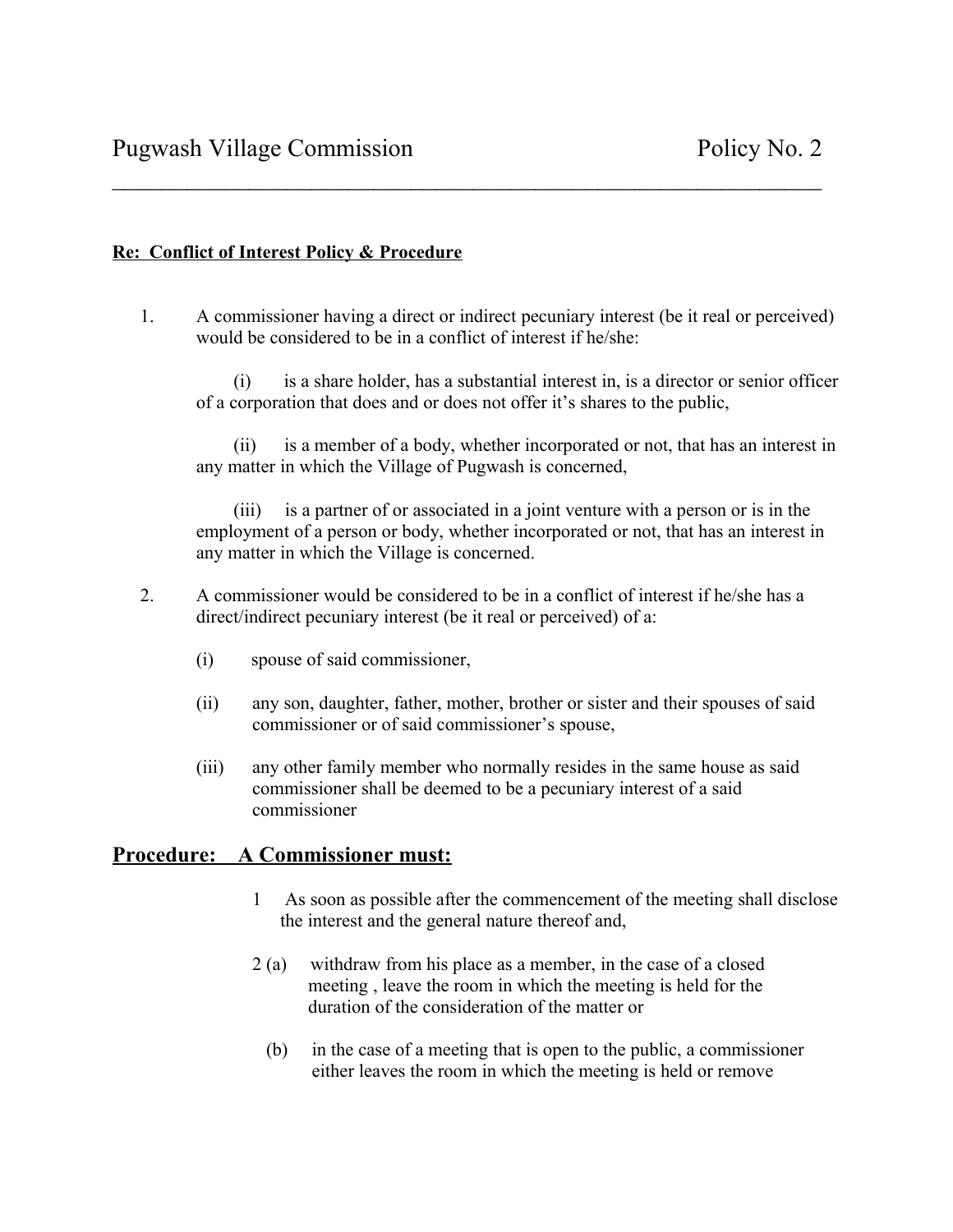# Pugwash Village Commission — Policy No. 2

---

**Re: Conflict of Interest Policy & Procedure**

1. A commissioner having a direct or indirect pecuniary interest (be it real or perceived) would be considered to be in a conflict of interest if he/she:

   (i) is a share holder, has a substantial interest in, is a director or senior officer of a corporation that does and or does not offer it's shares to the public,

   (ii) is a member of a body, whether incorporated or not, that has an interest in any matter in which the Village of Pugwash is concerned,

   (iii) is a partner of or associated in a joint venture with a person or is in the employment of a person or body, whether incorporated or not, that has an interest in any matter in which the Village is concerned.

2. A commissioner would be considered to be in a conflict of interest if he/she has a direct/indirect pecuniary interest (be it real or perceived) of a:

   (i) spouse of said commissioner,

   (ii) any son, daughter, father, mother, brother or sister and their spouses of said commissioner or of said commissioner's spouse,

   (iii) any other family member who normally resides in the same house as said commissioner shall be deemed to be a pecuniary interest of a said commissioner

## Procedure: A Commissioner must:

1 As soon as possible after the commencement of the meeting shall disclose the interest and the general nature thereof and,

2 (a) withdraw from his place as a member, in the case of a closed meeting , leave the room in which the meeting is held for the duration of the consideration of the matter or

(b) in the case of a meeting that is open to the public, a commissioner either leaves the room in which the meeting is held or remove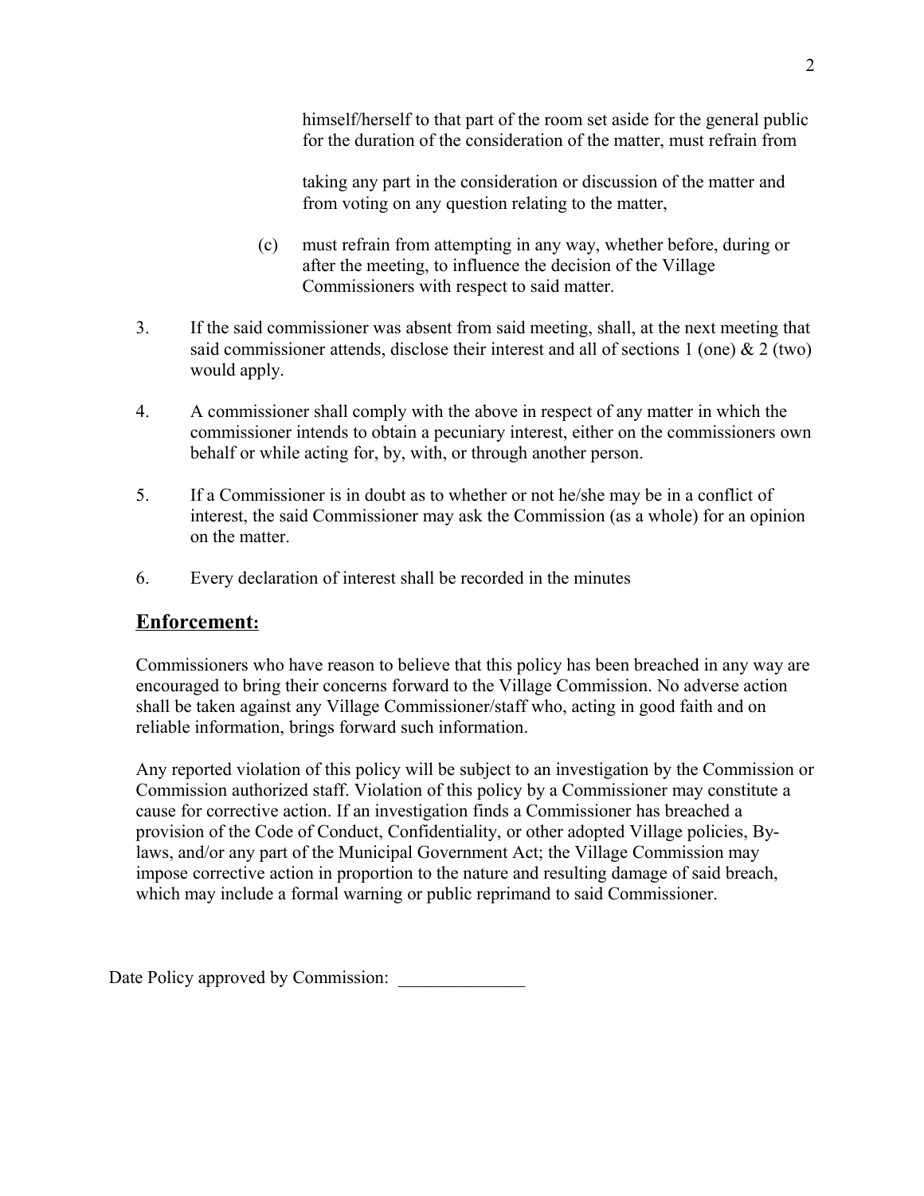himself/herself to that part of the room set aside for the general public for the duration of the consideration of the matter, must refrain from

taking any part in the consideration or discussion of the matter and from voting on any question relating to the matter,

(c) must refrain from attempting in any way, whether before, during or after the meeting, to influence the decision of the Village Commissioners with respect to said matter.

3. If the said commissioner was absent from said meeting, shall, at the next meeting that said commissioner attends, disclose their interest and all of sections 1 (one) & 2 (two) would apply.

4. A commissioner shall comply with the above in respect of any matter in which the commissioner intends to obtain a pecuniary interest, either on the commissioners own behalf or while acting for, by, with, or through another person.

5. If a Commissioner is in doubt as to whether or not he/she may be in a conflict of interest, the said Commissioner may ask the Commission (as a whole) for an opinion on the matter.

6. Every declaration of interest shall be recorded in the minutes

## Enforcement:

Commissioners who have reason to believe that this policy has been breached in any way are encouraged to bring their concerns forward to the Village Commission. No adverse action shall be taken against any Village Commissioner/staff who, acting in good faith and on reliable information, brings forward such information.

Any reported violation of this policy will be subject to an investigation by the Commission or Commission authorized staff. Violation of this policy by a Commissioner may constitute a cause for corrective action. If an investigation finds a Commissioner has breached a provision of the Code of Conduct, Confidentiality, or other adopted Village policies, By-laws, and/or any part of the Municipal Government Act; the Village Commission may impose corrective action in proportion to the nature and resulting damage of said breach, which may include a formal warning or public reprimand to said Commissioner.

Date Policy approved by Commission: \_\_\_\_\_\_\_\_\_\_\_\_\_\_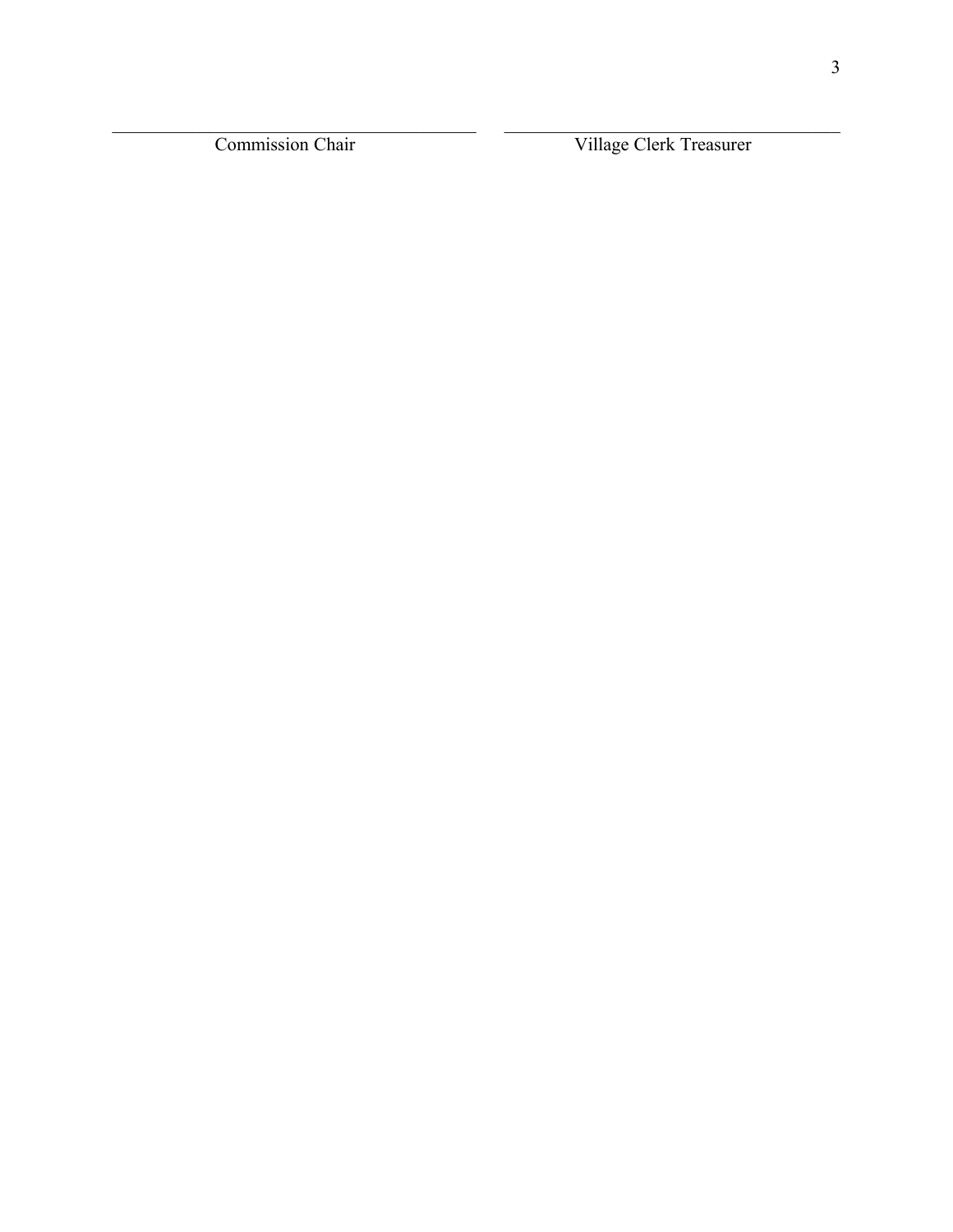\_\_\_\_\_\_\_\_\_\_\_\_\_\_\_\_\_\_\_\_\_\_\_\_\_\_\_\_\_\_\_\_\_\_\_\_\_\_\_\_ Commission Chair

\_\_\_\_\_\_\_\_\_\_\_\_\_\_\_\_\_\_\_\_\_\_\_\_\_\_\_\_\_\_\_\_\_\_\_\_\_\_\_\_ Village Clerk Treasurer